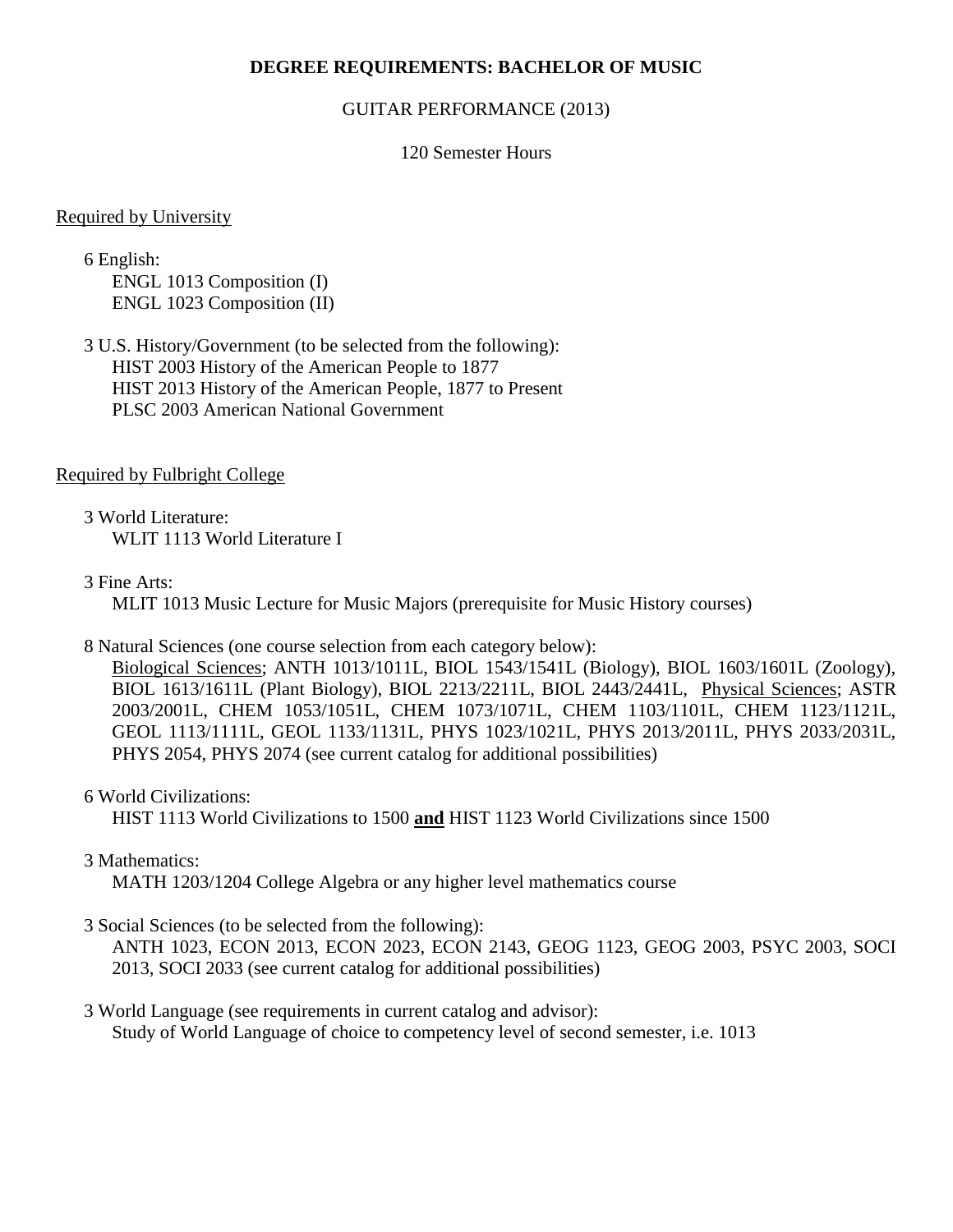# DEGREE REQUIREMENTS: BACHELOR OF MUSIC

GUITAR PERFORMANCE (2013)

120 Semester Hours

<u>Required by University</u>

6 English:
- ENGL 1013 Composition (I)
- ENGL 1023 Composition (II)

3 U.S. History/Government (to be selected from the following):
- HIST 2003 History of the American People to 1877
- HIST 2013 History of the American People, 1877 to Present
- PLSC 2003 American National Government

<u>Required by Fulbright College</u>

3 World Literature:
- WLIT 1113 World Literature I

3 Fine Arts:
- MLIT 1013 Music Lecture for Music Majors (prerequisite for Music History courses)

8 Natural Sciences (one course selection from each category below):
<u>Biological Sciences</u>; ANTH 1013/1011L, BIOL 1543/1541L (Biology), BIOL 1603/1601L (Zoology), BIOL 1613/1611L (Plant Biology), BIOL 2213/2211L, BIOL 2443/2441L, <u>Physical Sciences</u>; ASTR 2003/2001L, CHEM 1053/1051L, CHEM 1073/1071L, CHEM 1103/1101L, CHEM 1123/1121L, GEOL 1113/1111L, GEOL 1133/1131L, PHYS 1023/1021L, PHYS 2013/2011L, PHYS 2033/2031L, PHYS 2054, PHYS 2074 (see current catalog for additional possibilities)

6 World Civilizations:
- HIST 1113 World Civilizations to 1500 **<u>and</u>** HIST 1123 World Civilizations since 1500

3 Mathematics:
- MATH 1203/1204 College Algebra or any higher level mathematics course

3 Social Sciences (to be selected from the following):
ANTH 1023, ECON 2013, ECON 2023, ECON 2143, GEOG 1123, GEOG 2003, PSYC 2003, SOCI 2013, SOCI 2033 (see current catalog for additional possibilities)

3 World Language (see requirements in current catalog and advisor):
Study of World Language of choice to competency level of second semester, i.e. 1013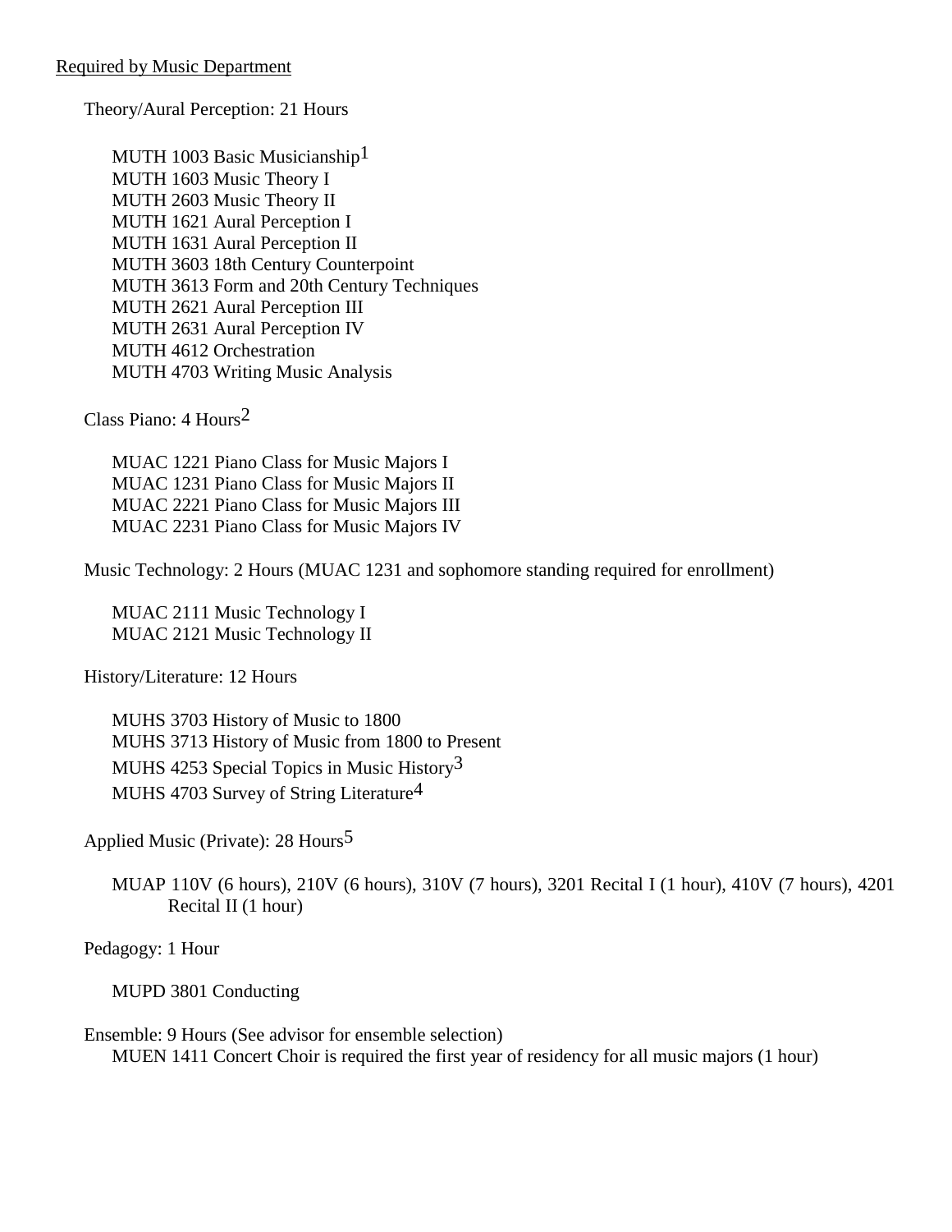<u>Required by Music Department</u>

Theory/Aural Perception: 21 Hours

MUTH 1003 Basic Musicianship[1]
MUTH 1603 Music Theory I
MUTH 2603 Music Theory II
MUTH 1621 Aural Perception I
MUTH 1631 Aural Perception II
MUTH 3603 18th Century Counterpoint
MUTH 3613 Form and 20th Century Techniques
MUTH 2621 Aural Perception III
MUTH 2631 Aural Perception IV
MUTH 4612 Orchestration
MUTH 4703 Writing Music Analysis

Class Piano: 4 Hours[2]

MUAC 1221 Piano Class for Music Majors I
MUAC 1231 Piano Class for Music Majors II
MUAC 2221 Piano Class for Music Majors III
MUAC 2231 Piano Class for Music Majors IV

Music Technology: 2 Hours (MUAC 1231 and sophomore standing required for enrollment)

MUAC 2111 Music Technology I
MUAC 2121 Music Technology II

History/Literature: 12 Hours

MUHS 3703 History of Music to 1800
MUHS 3713 History of Music from 1800 to Present
MUHS 4253 Special Topics in Music History[3]
MUHS 4703 Survey of String Literature[4]

Applied Music (Private): 28 Hours[5]

MUAP 110V (6 hours), 210V (6 hours), 310V (7 hours), 3201 Recital I (1 hour), 410V (7 hours), 4201 Recital II (1 hour)

Pedagogy: 1 Hour

MUPD 3801 Conducting

Ensemble: 9 Hours (See advisor for ensemble selection)
MUEN 1411 Concert Choir is required the first year of residency for all music majors (1 hour)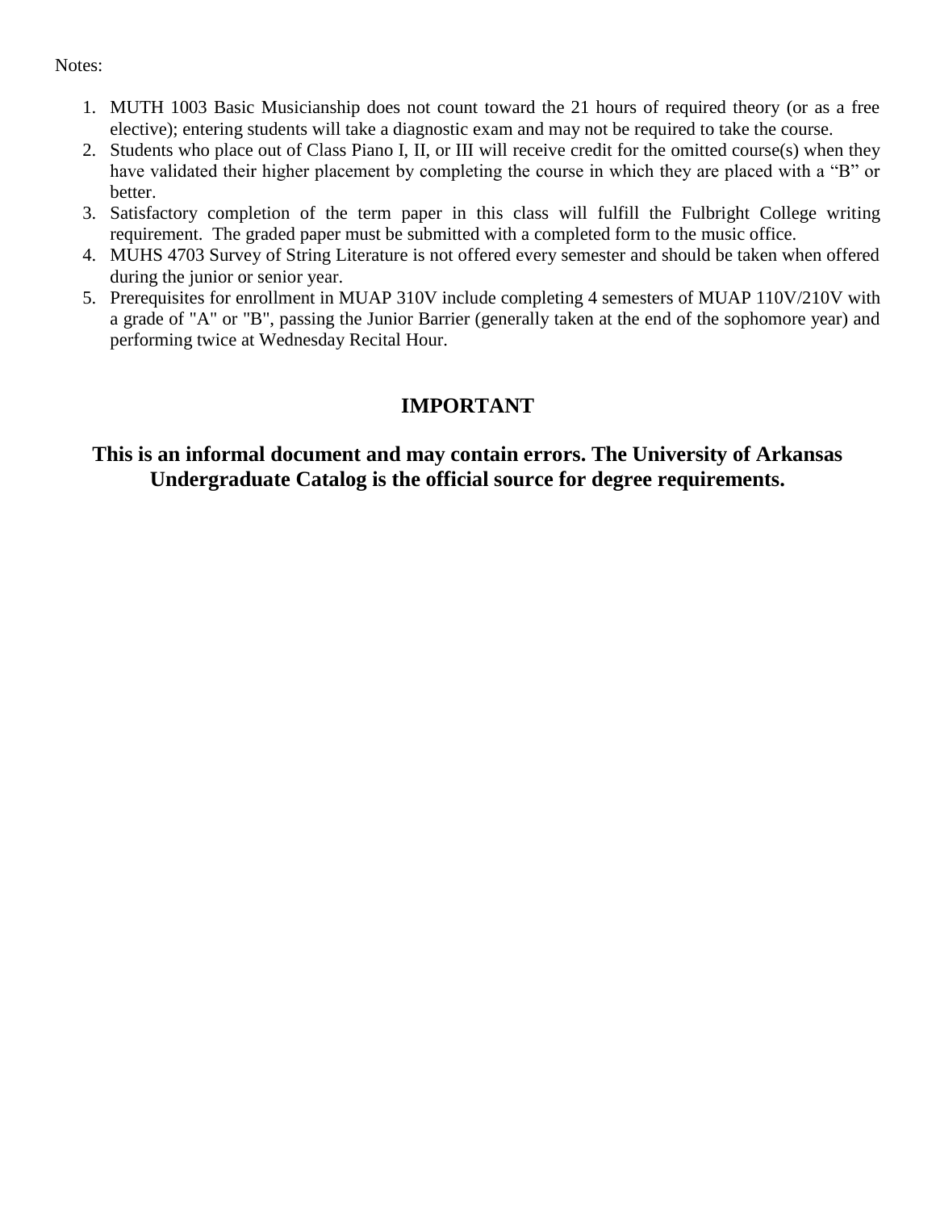Notes:

1. MUTH 1003 Basic Musicianship does not count toward the 21 hours of required theory (or as a free elective); entering students will take a diagnostic exam and may not be required to take the course.
2. Students who place out of Class Piano I, II, or III will receive credit for the omitted course(s) when they have validated their higher placement by completing the course in which they are placed with a "B" or better.
3. Satisfactory completion of the term paper in this class will fulfill the Fulbright College writing requirement. The graded paper must be submitted with a completed form to the music office.
4. MUHS 4703 Survey of String Literature is not offered every semester and should be taken when offered during the junior or senior year.
5. Prerequisites for enrollment in MUAP 310V include completing 4 semesters of MUAP 110V/210V with a grade of "A" or "B", passing the Junior Barrier (generally taken at the end of the sophomore year) and performing twice at Wednesday Recital Hour.

## IMPORTANT

**This is an informal document and may contain errors. The University of Arkansas Undergraduate Catalog is the official source for degree requirements.**